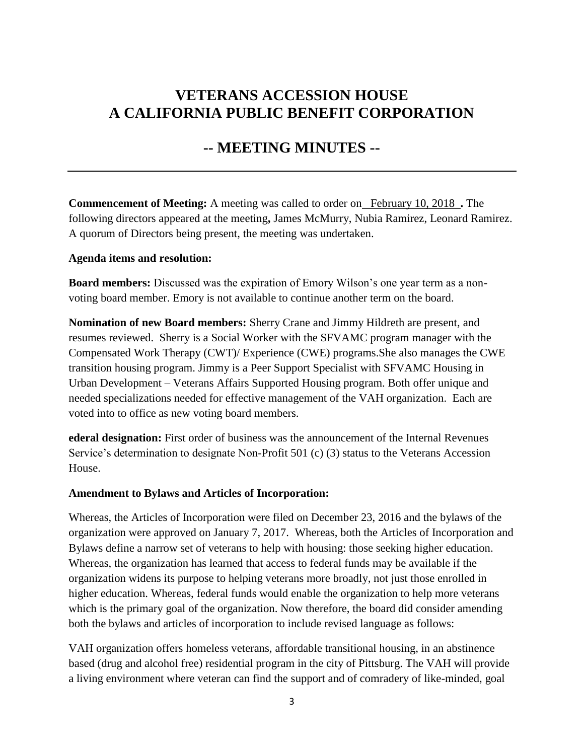# VETERANS ACCESSION HOUSE
# A CALIFORNIA PUBLIC BENEFIT CORPORATION

## -- MEETING MINUTES --

---

**Commencement of Meeting:** A meeting was called to order on February 10, 2018 **.** The following directors appeared at the meeting**,** James McMurry, Nubia Ramirez, Leonard Ramirez. A quorum of Directors being present, the meeting was undertaken.

**Agenda items and resolution:**

**Board members:** Discussed was the expiration of Emory Wilson's one year term as a non-voting board member. Emory is not available to continue another term on the board.

**Nomination of new Board members:** Sherry Crane and Jimmy Hildreth are present, and resumes reviewed. Sherry is a Social Worker with the SFVAMC program manager with the Compensated Work Therapy (CWT)/ Experience (CWE) programs.She also manages the CWE transition housing program. Jimmy is a Peer Support Specialist with SFVAMC Housing in Urban Development – Veterans Affairs Supported Housing program. Both offer unique and needed specializations needed for effective management of the VAH organization. Each are voted into to office as new voting board members.

**ederal designation:** First order of business was the announcement of the Internal Revenues Service's determination to designate Non-Profit 501 (c) (3) status to the Veterans Accession House.

**Amendment to Bylaws and Articles of Incorporation:**

Whereas, the Articles of Incorporation were filed on December 23, 2016 and the bylaws of the organization were approved on January 7, 2017. Whereas, both the Articles of Incorporation and Bylaws define a narrow set of veterans to help with housing: those seeking higher education. Whereas, the organization has learned that access to federal funds may be available if the organization widens its purpose to helping veterans more broadly, not just those enrolled in higher education. Whereas, federal funds would enable the organization to help more veterans which is the primary goal of the organization. Now therefore, the board did consider amending both the bylaws and articles of incorporation to include revised language as follows:

VAH organization offers homeless veterans, affordable transitional housing, in an abstinence based (drug and alcohol free) residential program in the city of Pittsburg. The VAH will provide a living environment where veteran can find the support and of comradery of like-minded, goal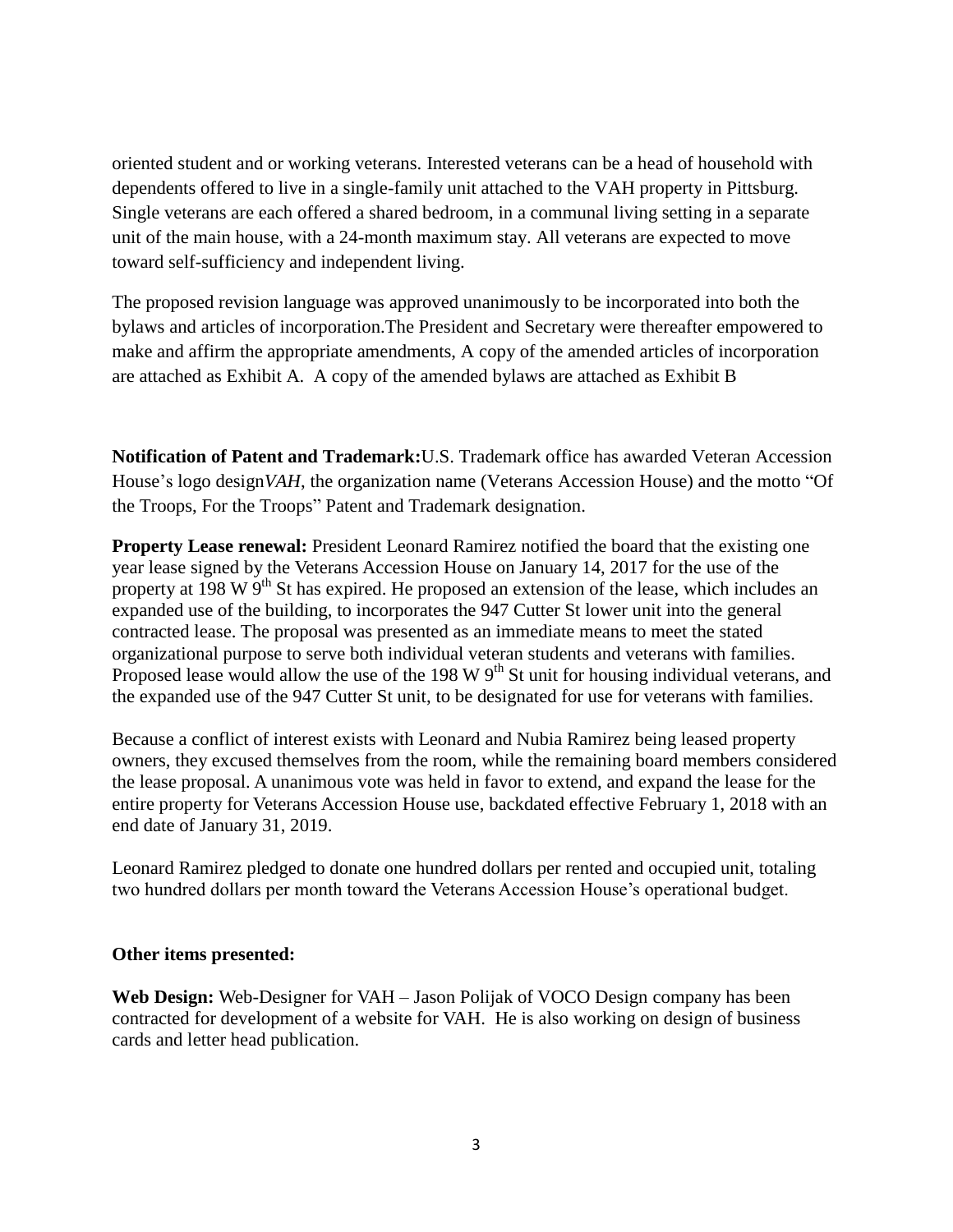oriented student and or working veterans. Interested veterans can be a head of household with dependents offered to live in a single-family unit attached to the VAH property in Pittsburg. Single veterans are each offered a shared bedroom, in a communal living setting in a separate unit of the main house, with a 24-month maximum stay. All veterans are expected to move toward self-sufficiency and independent living.

The proposed revision language was approved unanimously to be incorporated into both the bylaws and articles of incorporation.The President and Secretary were thereafter empowered to make and affirm the appropriate amendments, A copy of the amended articles of incorporation are attached as Exhibit A. A copy of the amended bylaws are attached as Exhibit B

**Notification of Patent and Trademark:**U.S. Trademark office has awarded Veteran Accession House's logo design*VAH*, the organization name (Veterans Accession House) and the motto "Of the Troops, For the Troops" Patent and Trademark designation.

**Property Lease renewal:** President Leonard Ramirez notified the board that the existing one year lease signed by the Veterans Accession House on January 14, 2017 for the use of the property at 198 W 9th St has expired. He proposed an extension of the lease, which includes an expanded use of the building, to incorporates the 947 Cutter St lower unit into the general contracted lease. The proposal was presented as an immediate means to meet the stated organizational purpose to serve both individual veteran students and veterans with families. Proposed lease would allow the use of the 198 W 9th St unit for housing individual veterans, and the expanded use of the 947 Cutter St unit, to be designated for use for veterans with families.

Because a conflict of interest exists with Leonard and Nubia Ramirez being leased property owners, they excused themselves from the room, while the remaining board members considered the lease proposal. A unanimous vote was held in favor to extend, and expand the lease for the entire property for Veterans Accession House use, backdated effective February 1, 2018 with an end date of January 31, 2019.

Leonard Ramirez pledged to donate one hundred dollars per rented and occupied unit, totaling two hundred dollars per month toward the Veterans Accession House's operational budget.

**Other items presented:**

**Web Design:** Web-Designer for VAH – Jason Polijak of VOCO Design company has been contracted for development of a website for VAH. He is also working on design of business cards and letter head publication.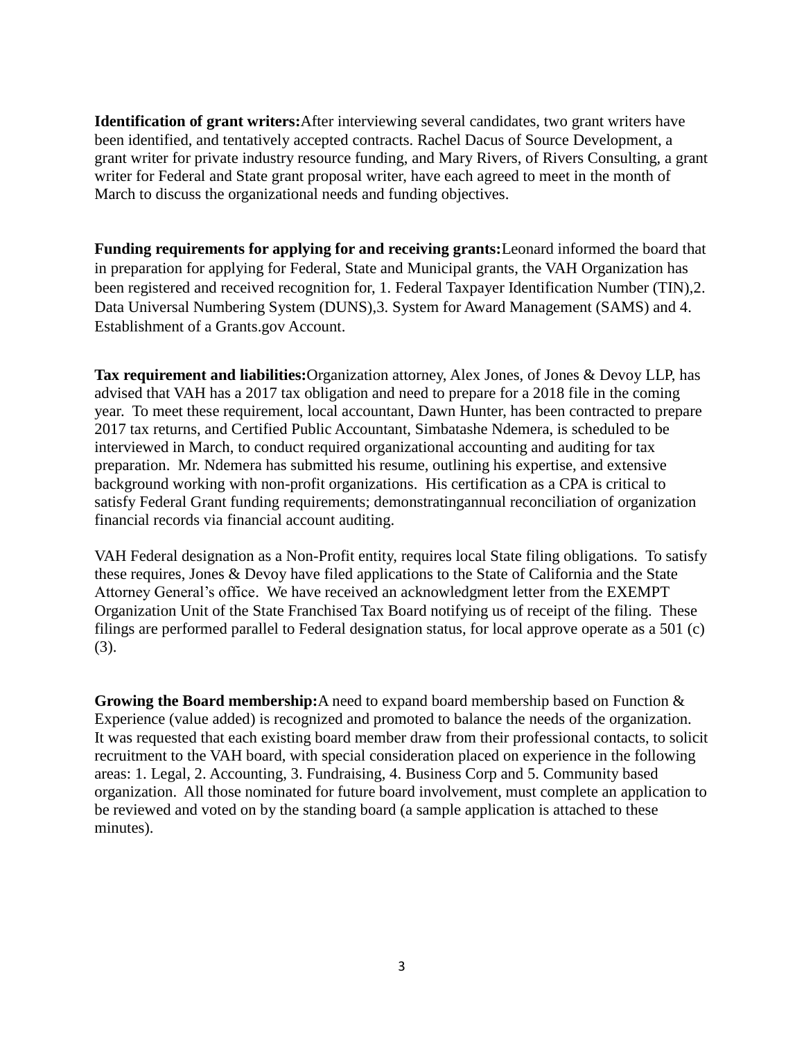**Identification of grant writers:**After interviewing several candidates, two grant writers have been identified, and tentatively accepted contracts. Rachel Dacus of Source Development, a grant writer for private industry resource funding, and Mary Rivers, of Rivers Consulting, a grant writer for Federal and State grant proposal writer, have each agreed to meet in the month of March to discuss the organizational needs and funding objectives.

**Funding requirements for applying for and receiving grants:**Leonard informed the board that in preparation for applying for Federal, State and Municipal grants, the VAH Organization has been registered and received recognition for, 1. Federal Taxpayer Identification Number (TIN),2. Data Universal Numbering System (DUNS),3. System for Award Management (SAMS) and 4. Establishment of a Grants.gov Account.

**Tax requirement and liabilities:**Organization attorney, Alex Jones, of Jones & Devoy LLP, has advised that VAH has a 2017 tax obligation and need to prepare for a 2018 file in the coming year. To meet these requirement, local accountant, Dawn Hunter, has been contracted to prepare 2017 tax returns, and Certified Public Accountant, Simbatashe Ndemera, is scheduled to be interviewed in March, to conduct required organizational accounting and auditing for tax preparation. Mr. Ndemera has submitted his resume, outlining his expertise, and extensive background working with non-profit organizations. His certification as a CPA is critical to satisfy Federal Grant funding requirements; demonstratingannual reconciliation of organization financial records via financial account auditing.

VAH Federal designation as a Non-Profit entity, requires local State filing obligations. To satisfy these requires, Jones & Devoy have filed applications to the State of California and the State Attorney General's office. We have received an acknowledgment letter from the EXEMPT Organization Unit of the State Franchised Tax Board notifying us of receipt of the filing. These filings are performed parallel to Federal designation status, for local approve operate as a 501 (c) (3).

**Growing the Board membership:**A need to expand board membership based on Function & Experience (value added) is recognized and promoted to balance the needs of the organization. It was requested that each existing board member draw from their professional contacts, to solicit recruitment to the VAH board, with special consideration placed on experience in the following areas: 1. Legal, 2. Accounting, 3. Fundraising, 4. Business Corp and 5. Community based organization. All those nominated for future board involvement, must complete an application to be reviewed and voted on by the standing board (a sample application is attached to these minutes).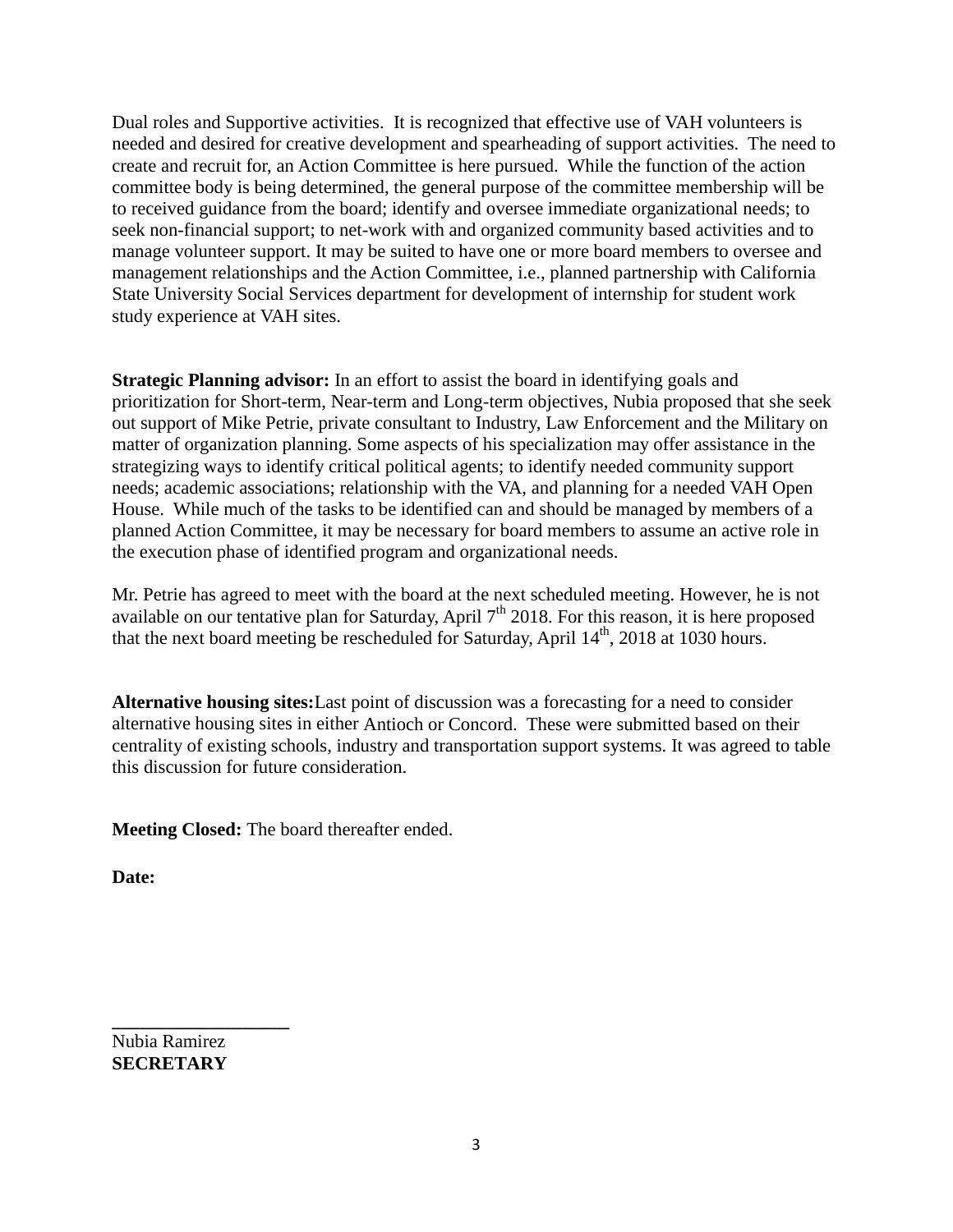Dual roles and Supportive activities. It is recognized that effective use of VAH volunteers is needed and desired for creative development and spearheading of support activities. The need to create and recruit for, an Action Committee is here pursued. While the function of the action committee body is being determined, the general purpose of the committee membership will be to received guidance from the board; identify and oversee immediate organizational needs; to seek non-financial support; to net-work with and organized community based activities and to manage volunteer support. It may be suited to have one or more board members to oversee and management relationships and the Action Committee, i.e., planned partnership with California State University Social Services department for development of internship for student work study experience at VAH sites.

**Strategic Planning advisor:** In an effort to assist the board in identifying goals and prioritization for Short-term, Near-term and Long-term objectives, Nubia proposed that she seek out support of Mike Petrie, private consultant to Industry, Law Enforcement and the Military on matter of organization planning. Some aspects of his specialization may offer assistance in the strategizing ways to identify critical political agents; to identify needed community support needs; academic associations; relationship with the VA, and planning for a needed VAH Open House. While much of the tasks to be identified can and should be managed by members of a planned Action Committee, it may be necessary for board members to assume an active role in the execution phase of identified program and organizational needs.

Mr. Petrie has agreed to meet with the board at the next scheduled meeting. However, he is not available on our tentative plan for Saturday, April 7th 2018. For this reason, it is here proposed that the next board meeting be rescheduled for Saturday, April 14th, 2018 at 1030 hours.

**Alternative housing sites:**Last point of discussion was a forecasting for a need to consider alternative housing sites in either Antioch or Concord. These were submitted based on their centrality of existing schools, industry and transportation support systems. It was agreed to table this discussion for future consideration.

**Meeting Closed:** The board thereafter ended.

**Date:**

\_\_\_\_\_\_\_\_\_\_\_\_\_\_\_\_\_\_\_\_

Nubia Ramirez
**SECRETARY**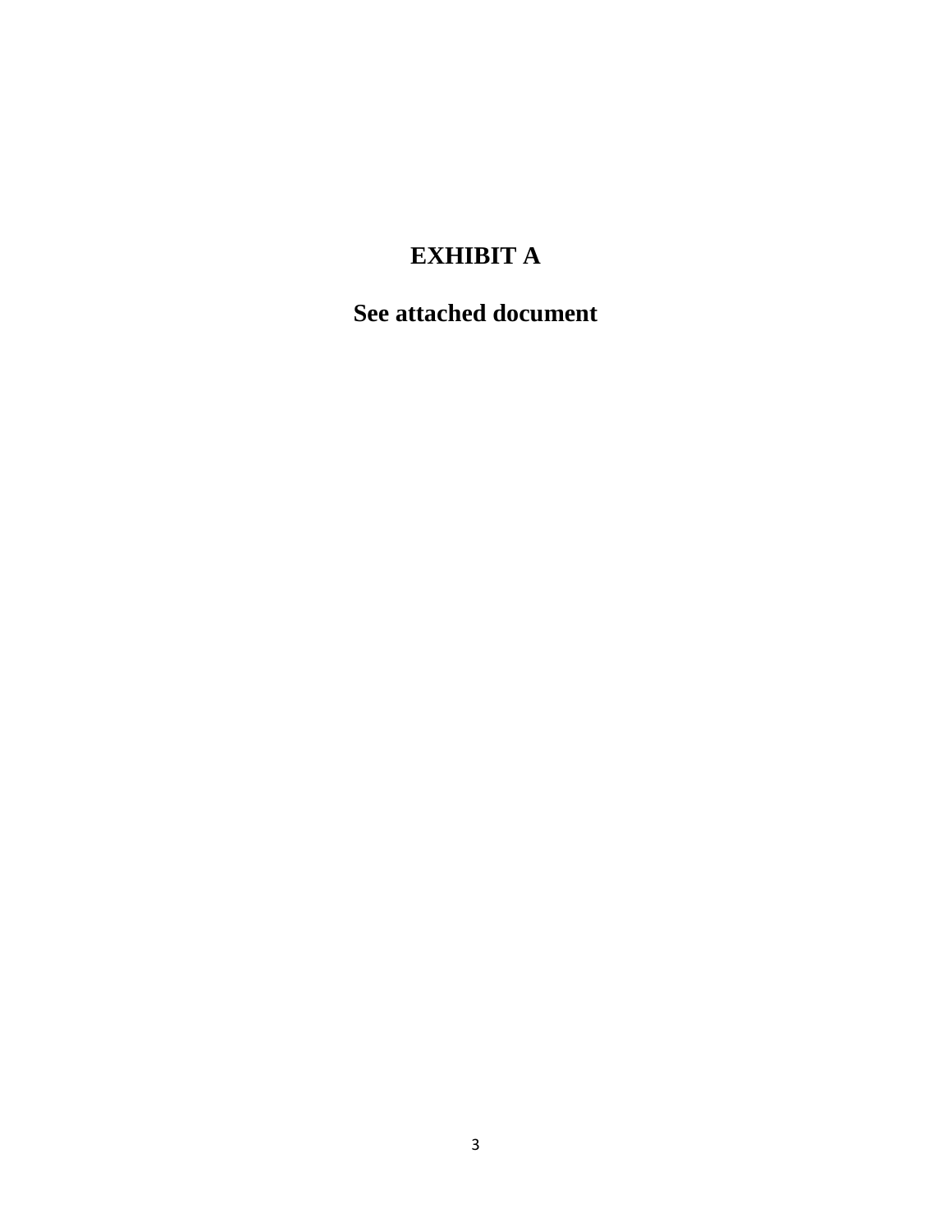# EXHIBIT A

**See attached document**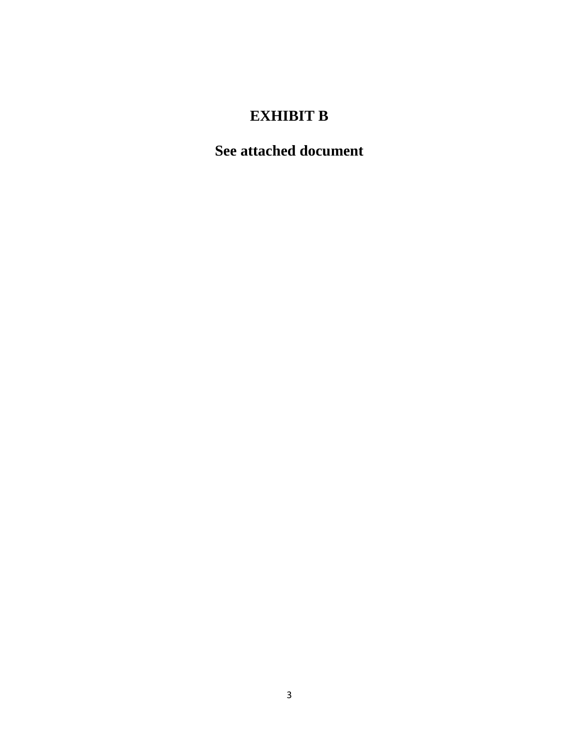# EXHIBIT B

## See attached document